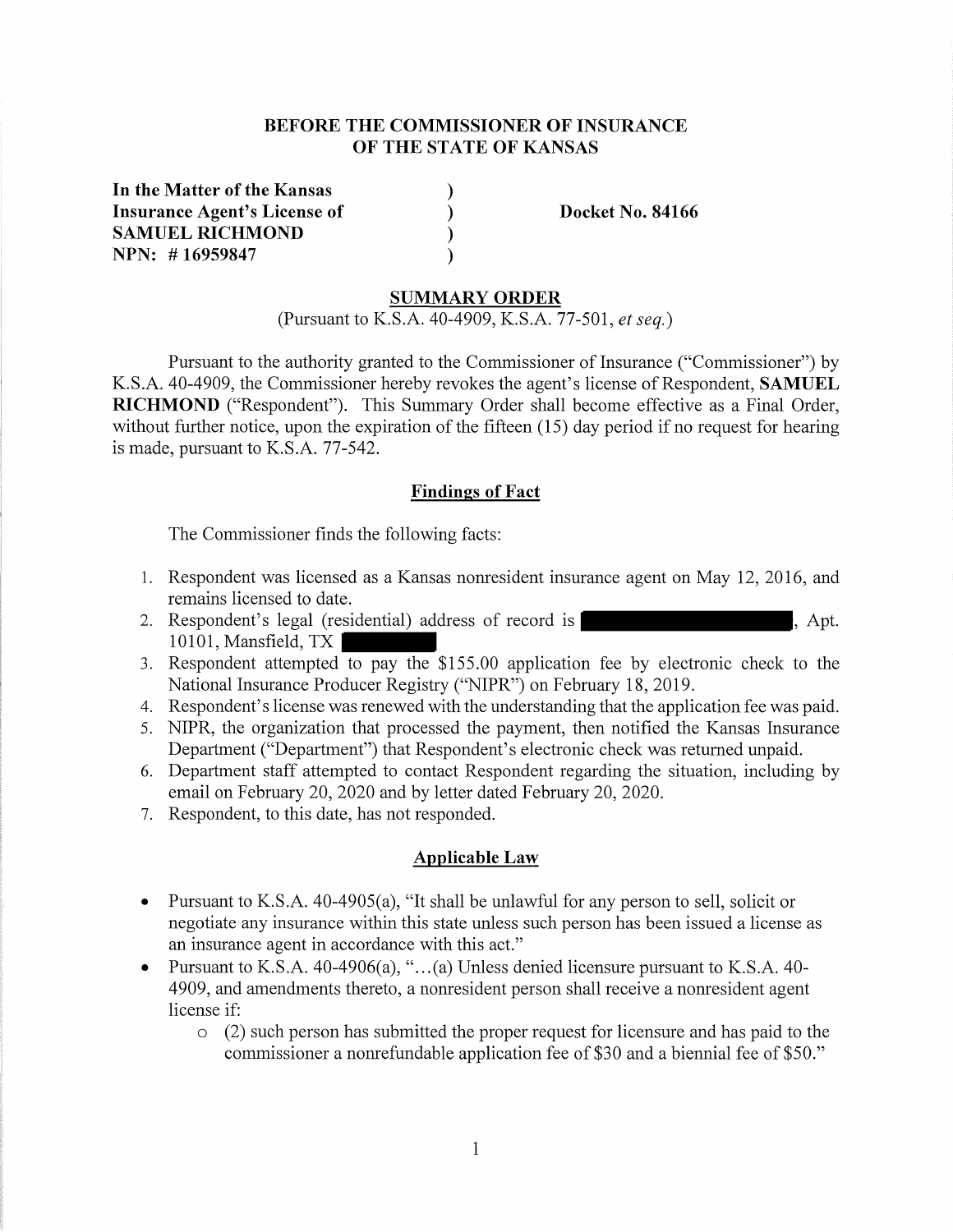**BEFORE THE COMMISSIONER OF INSURANCE OF THE STATE OF KANSAS**

**In the Matter of the Kansas Insurance Agent's License of SAMUEL RICHMOND**
**NPN: # 16959847**

**Docket No. 84166**

## SUMMARY ORDER

(Pursuant to K.S.A. 40-4909, K.S.A. 77-501, *et seq.*)

Pursuant to the authority granted to the Commissioner of Insurance ("Commissioner") by K.S.A. 40-4909, the Commissioner hereby revokes the agent's license of Respondent, **SAMUEL RICHMOND** ("Respondent"). This Summary Order shall become effective as a Final Order, without further notice, upon the expiration of the fifteen (15) day period if no request for hearing is made, pursuant to K.S.A. 77-542.

### Findings of Fact

The Commissioner finds the following facts:

1. Respondent was licensed as a Kansas nonresident insurance agent on May 12, 2016, and remains licensed to date.
2. Respondent's legal (residential) address of record is [REDACTED], Apt. 10101, Mansfield, TX [REDACTED]
3. Respondent attempted to pay the $155.00 application fee by electronic check to the National Insurance Producer Registry ("NIPR") on February 18, 2019.
4. Respondent's license was renewed with the understanding that the application fee was paid.
5. NIPR, the organization that processed the payment, then notified the Kansas Insurance Department ("Department") that Respondent's electronic check was returned unpaid.
6. Department staff attempted to contact Respondent regarding the situation, including by email on February 20, 2020 and by letter dated February 20, 2020.
7. Respondent, to this date, has not responded.

### Applicable Law

- Pursuant to K.S.A. 40-4905(a), "It shall be unlawful for any person to sell, solicit or negotiate any insurance within this state unless such person has been issued a license as an insurance agent in accordance with this act."
- Pursuant to K.S.A. 40-4906(a), "…(a) Unless denied licensure pursuant to K.S.A. 40-4909, and amendments thereto, a nonresident person shall receive a nonresident agent license if:
  - (2) such person has submitted the proper request for licensure and has paid to the commissioner a nonrefundable application fee of $30 and a biennial fee of $50."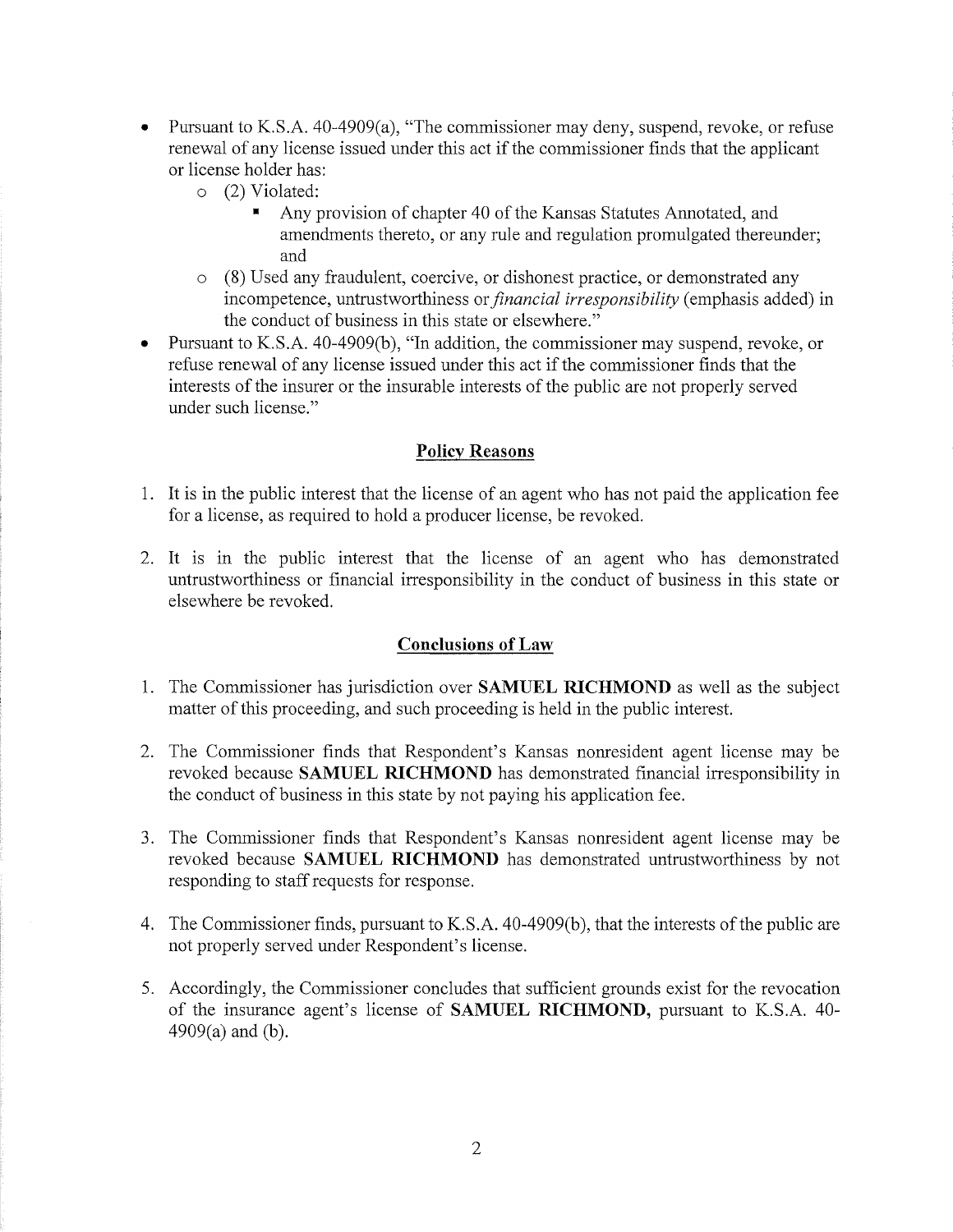- Pursuant to K.S.A. 40-4909(a), "The commissioner may deny, suspend, revoke, or refuse renewal of any license issued under this act if the commissioner finds that the applicant or license holder has:
  - (2) Violated:
    - Any provision of chapter 40 of the Kansas Statutes Annotated, and amendments thereto, or any rule and regulation promulgated thereunder; and
  - (8) Used any fraudulent, coercive, or dishonest practice, or demonstrated any incompetence, untrustworthiness or *financial irresponsibility* (emphasis added) in the conduct of business in this state or elsewhere."
- Pursuant to K.S.A. 40-4909(b), "In addition, the commissioner may suspend, revoke, or refuse renewal of any license issued under this act if the commissioner finds that the interests of the insurer or the insurable interests of the public are not properly served under such license."

## Policy Reasons

1. It is in the public interest that the license of an agent who has not paid the application fee for a license, as required to hold a producer license, be revoked.

2. It is in the public interest that the license of an agent who has demonstrated untrustworthiness or financial irresponsibility in the conduct of business in this state or elsewhere be revoked.

## Conclusions of Law

1. The Commissioner has jurisdiction over **SAMUEL RICHMOND** as well as the subject matter of this proceeding, and such proceeding is held in the public interest.

2. The Commissioner finds that Respondent's Kansas nonresident agent license may be revoked because **SAMUEL RICHMOND** has demonstrated financial irresponsibility in the conduct of business in this state by not paying his application fee.

3. The Commissioner finds that Respondent's Kansas nonresident agent license may be revoked because **SAMUEL RICHMOND** has demonstrated untrustworthiness by not responding to staff requests for response.

4. The Commissioner finds, pursuant to K.S.A. 40-4909(b), that the interests of the public are not properly served under Respondent's license.

5. Accordingly, the Commissioner concludes that sufficient grounds exist for the revocation of the insurance agent's license of **SAMUEL RICHMOND,** pursuant to K.S.A. 40-4909(a) and (b).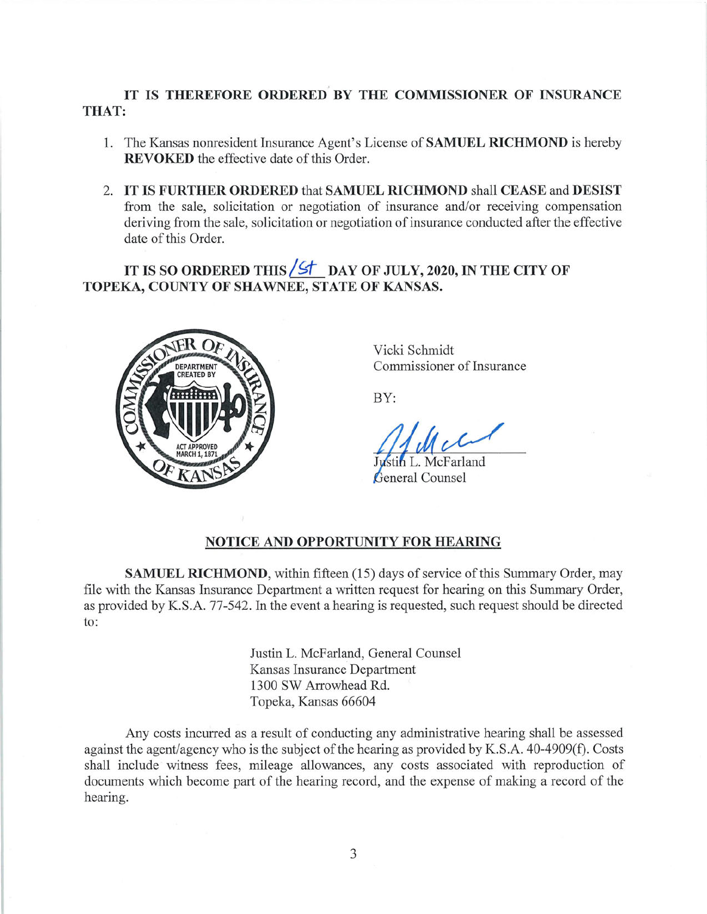**IT IS THEREFORE ORDERED BY THE COMMISSIONER OF INSURANCE THAT:**

1. The Kansas nonresident Insurance Agent's License of **SAMUEL RICHMOND** is hereby **REVOKED** the effective date of this Order.

2. **IT IS FURTHER ORDERED** that **SAMUEL RICHMOND** shall **CEASE** and **DESIST** from the sale, solicitation or negotiation of insurance and/or receiving compensation deriving from the sale, solicitation or negotiation of insurance conducted after the effective date of this Order.

**IT IS SO ORDERED THIS 1st DAY OF JULY, 2020, IN THE CITY OF TOPEKA, COUNTY OF SHAWNEE, STATE OF KANSAS.**

Vicki Schmidt
Commissioner of Insurance

BY:

Justin L. McFarland
General Counsel

## NOTICE AND OPPORTUNITY FOR HEARING

**SAMUEL RICHMOND**, within fifteen (15) days of service of this Summary Order, may file with the Kansas Insurance Department a written request for hearing on this Summary Order, as provided by K.S.A. 77-542. In the event a hearing is requested, such request should be directed to:

Justin L. McFarland, General Counsel
Kansas Insurance Department
1300 SW Arrowhead Rd.
Topeka, Kansas 66604

Any costs incurred as a result of conducting any administrative hearing shall be assessed against the agent/agency who is the subject of the hearing as provided by K.S.A. 40-4909(f). Costs shall include witness fees, mileage allowances, any costs associated with reproduction of documents which become part of the hearing record, and the expense of making a record of the hearing.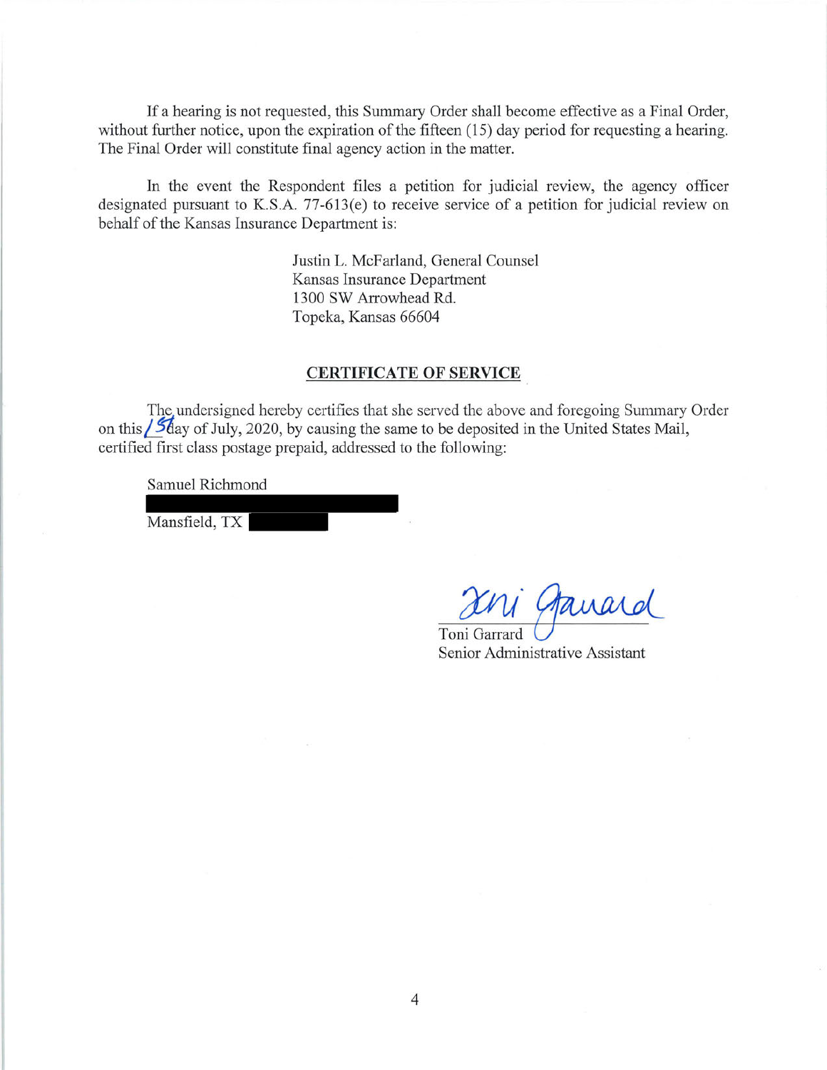If a hearing is not requested, this Summary Order shall become effective as a Final Order, without further notice, upon the expiration of the fifteen (15) day period for requesting a hearing. The Final Order will constitute final agency action in the matter.

In the event the Respondent files a petition for judicial review, the agency officer designated pursuant to K.S.A. 77-613(e) to receive service of a petition for judicial review on behalf of the Kansas Insurance Department is:

> Justin L. McFarland, General Counsel
> Kansas Insurance Department
> 1300 SW Arrowhead Rd.
> Topeka, Kansas 66604

## CERTIFICATE OF SERVICE

The undersigned hereby certifies that she served the above and foregoing Summary Order on this 1st day of July, 2020, by causing the same to be deposited in the United States Mail, certified first class postage prepaid, addressed to the following:

Samuel Richmond
█████████████████
Mansfield, TX █████

Toni Garrard
Senior Administrative Assistant